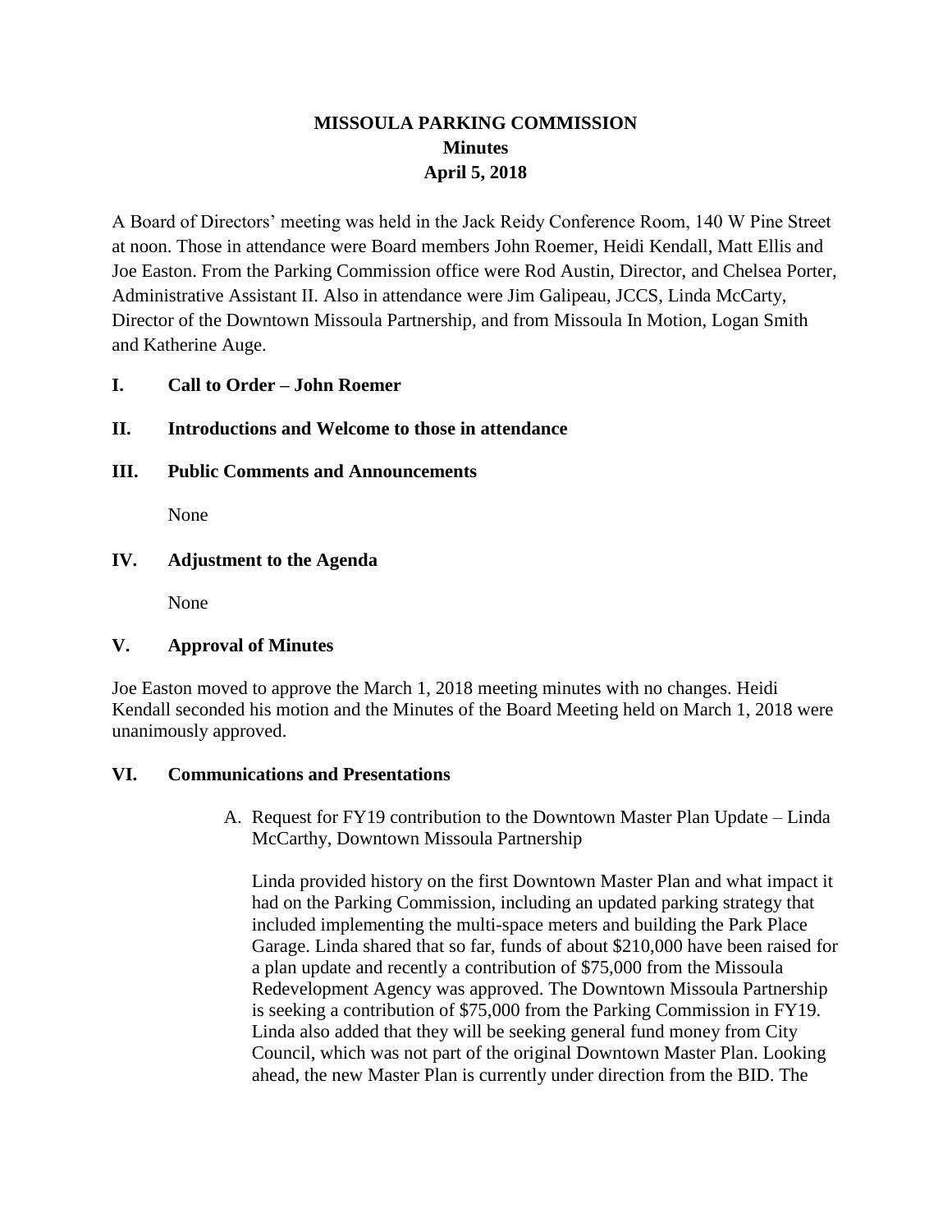# MISSOULA PARKING COMMISSION
## Minutes
## April 5, 2018

A Board of Directors' meeting was held in the Jack Reidy Conference Room, 140 W Pine Street at noon. Those in attendance were Board members John Roemer, Heidi Kendall, Matt Ellis and Joe Easton. From the Parking Commission office were Rod Austin, Director, and Chelsea Porter, Administrative Assistant II. Also in attendance were Jim Galipeau, JCCS, Linda McCarty, Director of the Downtown Missoula Partnership, and from Missoula In Motion, Logan Smith and Katherine Auge.

**I. Call to Order – John Roemer**

**II. Introductions and Welcome to those in attendance**

**III. Public Comments and Announcements**

None

**IV. Adjustment to the Agenda**

None

**V. Approval of Minutes**

Joe Easton moved to approve the March 1, 2018 meeting minutes with no changes. Heidi Kendall seconded his motion and the Minutes of the Board Meeting held on March 1, 2018 were unanimously approved.

**VI. Communications and Presentations**

A. Request for FY19 contribution to the Downtown Master Plan Update – Linda McCarthy, Downtown Missoula Partnership

Linda provided history on the first Downtown Master Plan and what impact it had on the Parking Commission, including an updated parking strategy that included implementing the multi-space meters and building the Park Place Garage. Linda shared that so far, funds of about $210,000 have been raised for a plan update and recently a contribution of $75,000 from the Missoula Redevelopment Agency was approved. The Downtown Missoula Partnership is seeking a contribution of $75,000 from the Parking Commission in FY19. Linda also added that they will be seeking general fund money from City Council, which was not part of the original Downtown Master Plan. Looking ahead, the new Master Plan is currently under direction from the BID. The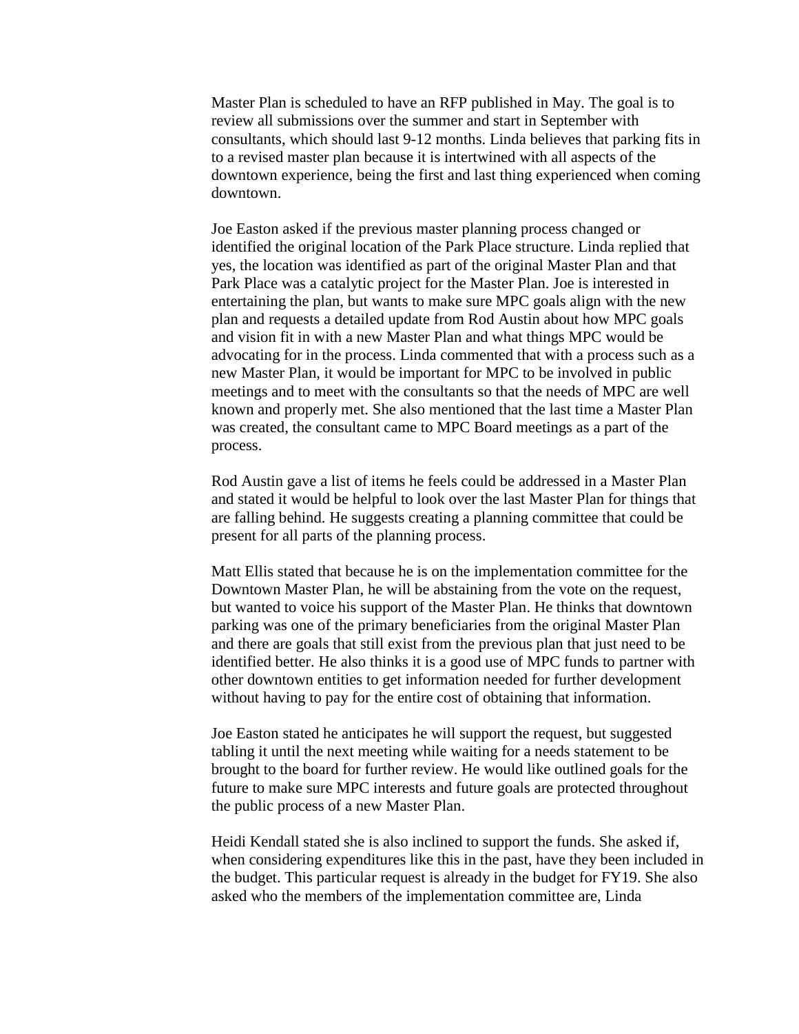Master Plan is scheduled to have an RFP published in May. The goal is to review all submissions over the summer and start in September with consultants, which should last 9-12 months. Linda believes that parking fits in to a revised master plan because it is intertwined with all aspects of the downtown experience, being the first and last thing experienced when coming downtown.

Joe Easton asked if the previous master planning process changed or identified the original location of the Park Place structure. Linda replied that yes, the location was identified as part of the original Master Plan and that Park Place was a catalytic project for the Master Plan. Joe is interested in entertaining the plan, but wants to make sure MPC goals align with the new plan and requests a detailed update from Rod Austin about how MPC goals and vision fit in with a new Master Plan and what things MPC would be advocating for in the process. Linda commented that with a process such as a new Master Plan, it would be important for MPC to be involved in public meetings and to meet with the consultants so that the needs of MPC are well known and properly met. She also mentioned that the last time a Master Plan was created, the consultant came to MPC Board meetings as a part of the process.

Rod Austin gave a list of items he feels could be addressed in a Master Plan and stated it would be helpful to look over the last Master Plan for things that are falling behind. He suggests creating a planning committee that could be present for all parts of the planning process.

Matt Ellis stated that because he is on the implementation committee for the Downtown Master Plan, he will be abstaining from the vote on the request, but wanted to voice his support of the Master Plan. He thinks that downtown parking was one of the primary beneficiaries from the original Master Plan and there are goals that still exist from the previous plan that just need to be identified better. He also thinks it is a good use of MPC funds to partner with other downtown entities to get information needed for further development without having to pay for the entire cost of obtaining that information.

Joe Easton stated he anticipates he will support the request, but suggested tabling it until the next meeting while waiting for a needs statement to be brought to the board for further review. He would like outlined goals for the future to make sure MPC interests and future goals are protected throughout the public process of a new Master Plan.

Heidi Kendall stated she is also inclined to support the funds. She asked if, when considering expenditures like this in the past, have they been included in the budget. This particular request is already in the budget for FY19. She also asked who the members of the implementation committee are, Linda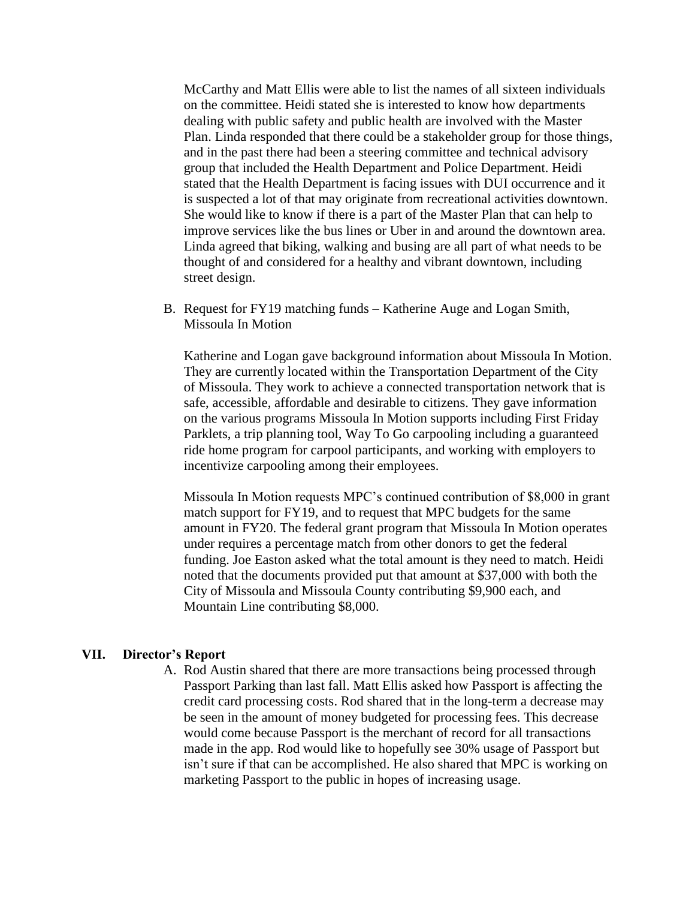McCarthy and Matt Ellis were able to list the names of all sixteen individuals on the committee. Heidi stated she is interested to know how departments dealing with public safety and public health are involved with the Master Plan. Linda responded that there could be a stakeholder group for those things, and in the past there had been a steering committee and technical advisory group that included the Health Department and Police Department. Heidi stated that the Health Department is facing issues with DUI occurrence and it is suspected a lot of that may originate from recreational activities downtown. She would like to know if there is a part of the Master Plan that can help to improve services like the bus lines or Uber in and around the downtown area. Linda agreed that biking, walking and busing are all part of what needs to be thought of and considered for a healthy and vibrant downtown, including street design.

B. Request for FY19 matching funds – Katherine Auge and Logan Smith, Missoula In Motion

Katherine and Logan gave background information about Missoula In Motion. They are currently located within the Transportation Department of the City of Missoula. They work to achieve a connected transportation network that is safe, accessible, affordable and desirable to citizens. They gave information on the various programs Missoula In Motion supports including First Friday Parklets, a trip planning tool, Way To Go carpooling including a guaranteed ride home program for carpool participants, and working with employers to incentivize carpooling among their employees.

Missoula In Motion requests MPC's continued contribution of $8,000 in grant match support for FY19, and to request that MPC budgets for the same amount in FY20. The federal grant program that Missoula In Motion operates under requires a percentage match from other donors to get the federal funding. Joe Easton asked what the total amount is they need to match. Heidi noted that the documents provided put that amount at $37,000 with both the City of Missoula and Missoula County contributing $9,900 each, and Mountain Line contributing $8,000.

## VII. Director's Report

A. Rod Austin shared that there are more transactions being processed through Passport Parking than last fall. Matt Ellis asked how Passport is affecting the credit card processing costs. Rod shared that in the long-term a decrease may be seen in the amount of money budgeted for processing fees. This decrease would come because Passport is the merchant of record for all transactions made in the app. Rod would like to hopefully see 30% usage of Passport but isn't sure if that can be accomplished. He also shared that MPC is working on marketing Passport to the public in hopes of increasing usage.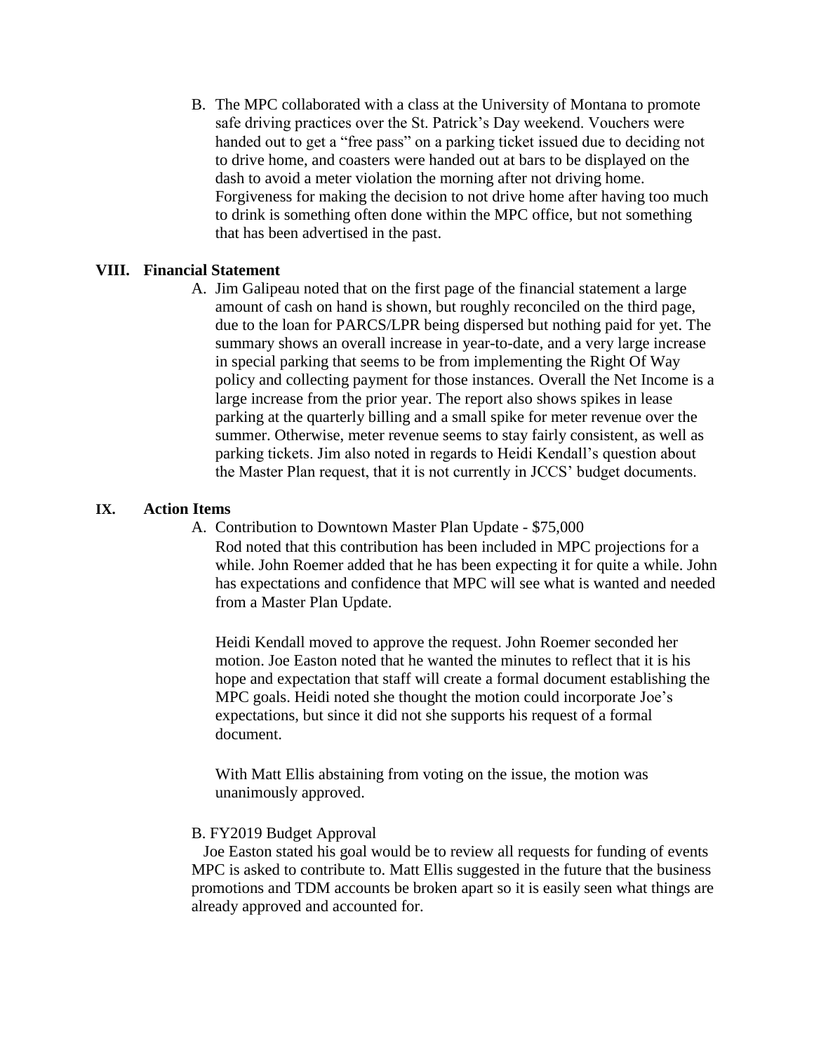B. The MPC collaborated with a class at the University of Montana to promote safe driving practices over the St. Patrick's Day weekend. Vouchers were handed out to get a "free pass" on a parking ticket issued due to deciding not to drive home, and coasters were handed out at bars to be displayed on the dash to avoid a meter violation the morning after not driving home. Forgiveness for making the decision to not drive home after having too much to drink is something often done within the MPC office, but not something that has been advertised in the past.

## VIII. Financial Statement

A. Jim Galipeau noted that on the first page of the financial statement a large amount of cash on hand is shown, but roughly reconciled on the third page, due to the loan for PARCS/LPR being dispersed but nothing paid for yet. The summary shows an overall increase in year-to-date, and a very large increase in special parking that seems to be from implementing the Right Of Way policy and collecting payment for those instances. Overall the Net Income is a large increase from the prior year. The report also shows spikes in lease parking at the quarterly billing and a small spike for meter revenue over the summer. Otherwise, meter revenue seems to stay fairly consistent, as well as parking tickets. Jim also noted in regards to Heidi Kendall's question about the Master Plan request, that it is not currently in JCCS' budget documents.

## IX. Action Items

A. Contribution to Downtown Master Plan Update - $75,000

Rod noted that this contribution has been included in MPC projections for a while. John Roemer added that he has been expecting it for quite a while. John has expectations and confidence that MPC will see what is wanted and needed from a Master Plan Update.

Heidi Kendall moved to approve the request. John Roemer seconded her motion. Joe Easton noted that he wanted the minutes to reflect that it is his hope and expectation that staff will create a formal document establishing the MPC goals. Heidi noted she thought the motion could incorporate Joe's expectations, but since it did not she supports his request of a formal document.

With Matt Ellis abstaining from voting on the issue, the motion was unanimously approved.

B. FY2019 Budget Approval

Joe Easton stated his goal would be to review all requests for funding of events MPC is asked to contribute to. Matt Ellis suggested in the future that the business promotions and TDM accounts be broken apart so it is easily seen what things are already approved and accounted for.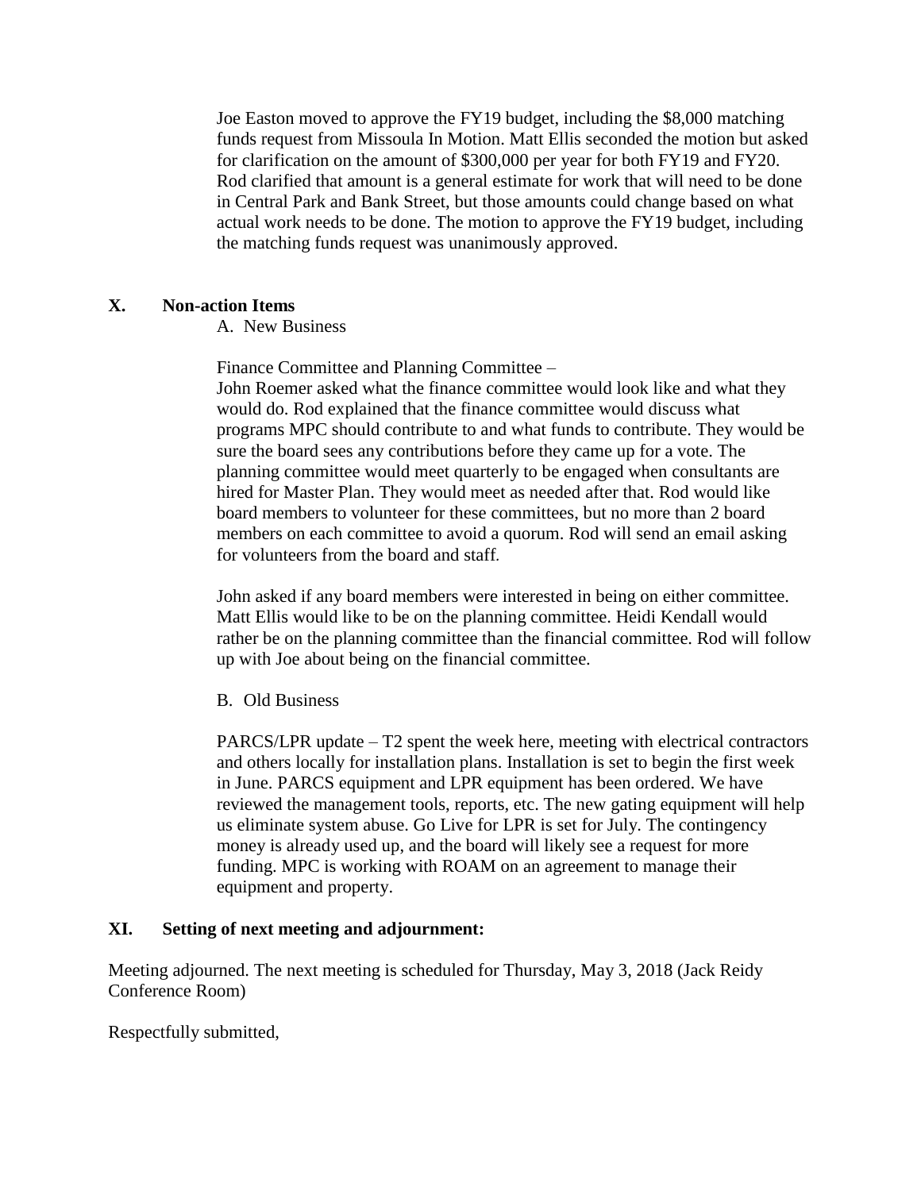Joe Easton moved to approve the FY19 budget, including the $8,000 matching funds request from Missoula In Motion. Matt Ellis seconded the motion but asked for clarification on the amount of $300,000 per year for both FY19 and FY20. Rod clarified that amount is a general estimate for work that will need to be done in Central Park and Bank Street, but those amounts could change based on what actual work needs to be done. The motion to approve the FY19 budget, including the matching funds request was unanimously approved.

## X. Non-action Items

A. New Business

Finance Committee and Planning Committee –
John Roemer asked what the finance committee would look like and what they would do. Rod explained that the finance committee would discuss what programs MPC should contribute to and what funds to contribute. They would be sure the board sees any contributions before they came up for a vote. The planning committee would meet quarterly to be engaged when consultants are hired for Master Plan. They would meet as needed after that. Rod would like board members to volunteer for these committees, but no more than 2 board members on each committee to avoid a quorum. Rod will send an email asking for volunteers from the board and staff.

John asked if any board members were interested in being on either committee. Matt Ellis would like to be on the planning committee. Heidi Kendall would rather be on the planning committee than the financial committee. Rod will follow up with Joe about being on the financial committee.

B. Old Business

PARCS/LPR update – T2 spent the week here, meeting with electrical contractors and others locally for installation plans. Installation is set to begin the first week in June. PARCS equipment and LPR equipment has been ordered. We have reviewed the management tools, reports, etc. The new gating equipment will help us eliminate system abuse. Go Live for LPR is set for July. The contingency money is already used up, and the board will likely see a request for more funding. MPC is working with ROAM on an agreement to manage their equipment and property.

## XI. Setting of next meeting and adjournment:

Meeting adjourned. The next meeting is scheduled for Thursday, May 3, 2018 (Jack Reidy Conference Room)

Respectfully submitted,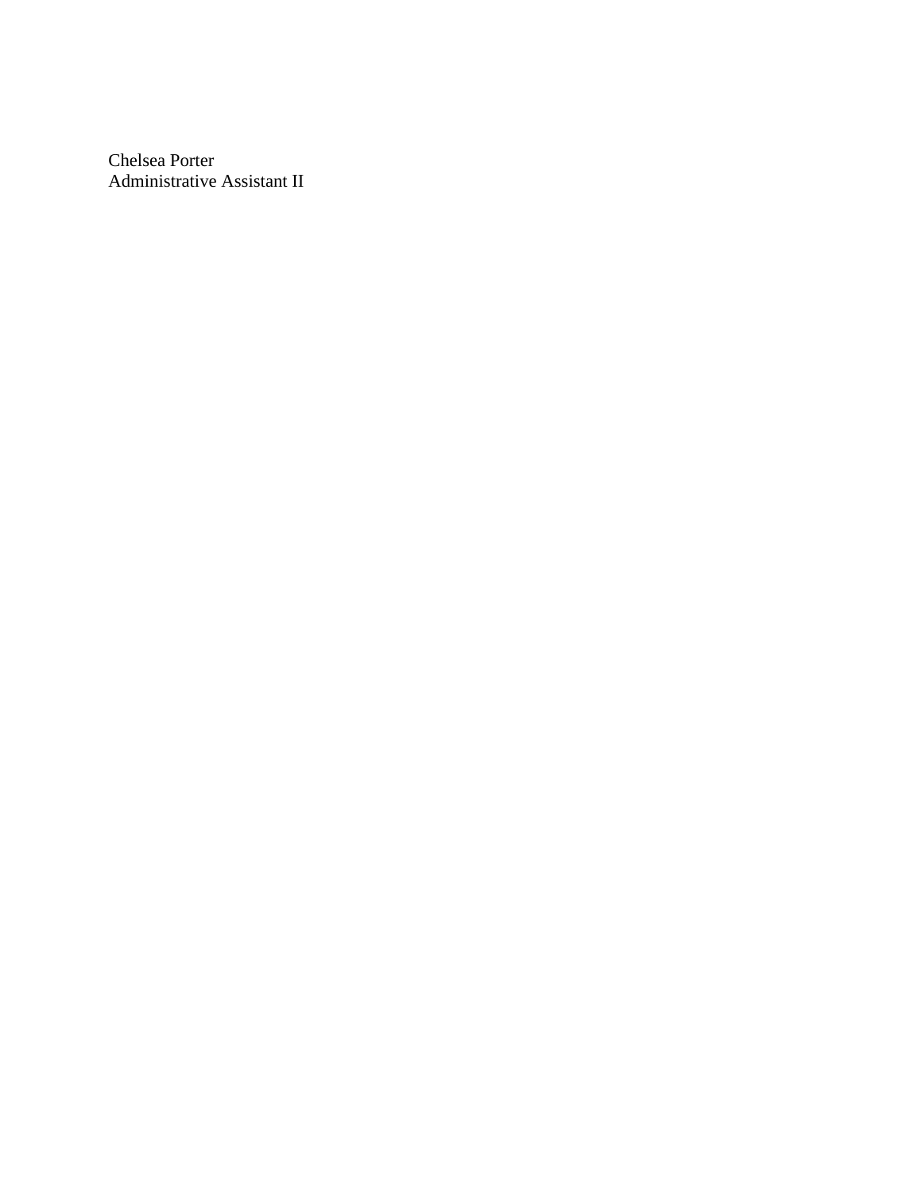Chelsea Porter
Administrative Assistant II